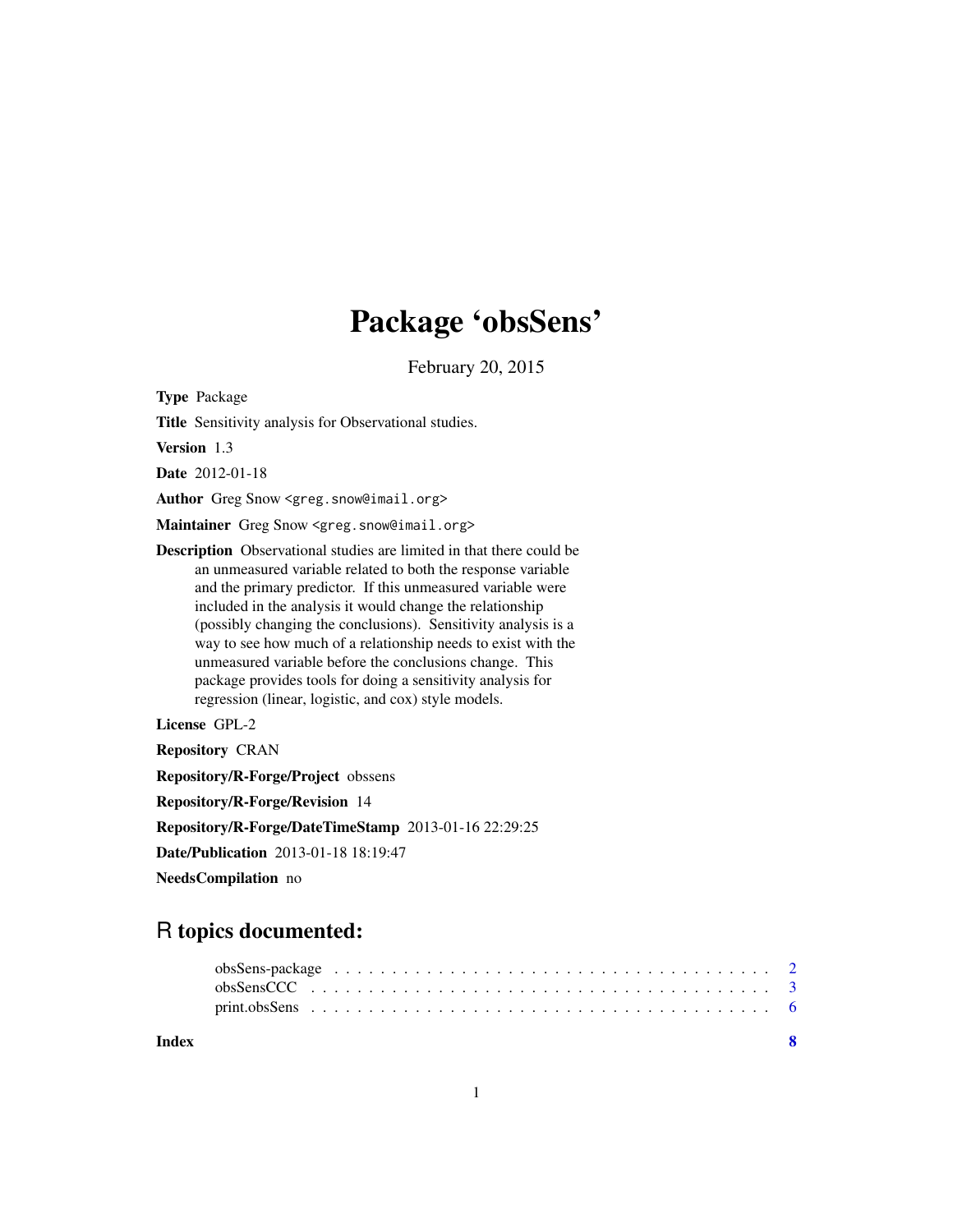# Package 'obsSens'

February 20, 2015

**Type** Package

**Title** Sensitivity analysis for Observational studies.

**Version** 1.3

**Date** 2012-01-18

**Author** Greg Snow <greg.snow@imail.org>

**Maintainer** Greg Snow <greg.snow@imail.org>

**Description** Observational studies are limited in that there could be an unmeasured variable related to both the response variable and the primary predictor. If this unmeasured variable were included in the analysis it would change the relationship (possibly changing the conclusions). Sensitivity analysis is a way to see how much of a relationship needs to exist with the unmeasured variable before the conclusions change. This package provides tools for doing a sensitivity analysis for regression (linear, logistic, and cox) style models.

**License** GPL-2

**Repository** CRAN

**Repository/R-Forge/Project** obssens

**Repository/R-Forge/Revision** 14

**Repository/R-Forge/DateTimeStamp** 2013-01-16 22:29:25

**Date/Publication** 2013-01-18 18:19:47

**NeedsCompilation** no

## R topics documented:

obsSens-package . . . . . . . . . . . . . . . . . . . . . . . . . . . . . . . . . . . . 2
obsSensCCC . . . . . . . . . . . . . . . . . . . . . . . . . . . . . . . . . . . . 3
print.obsSens . . . . . . . . . . . . . . . . . . . . . . . . . . . . . . . . . . . . 6

**Index** 8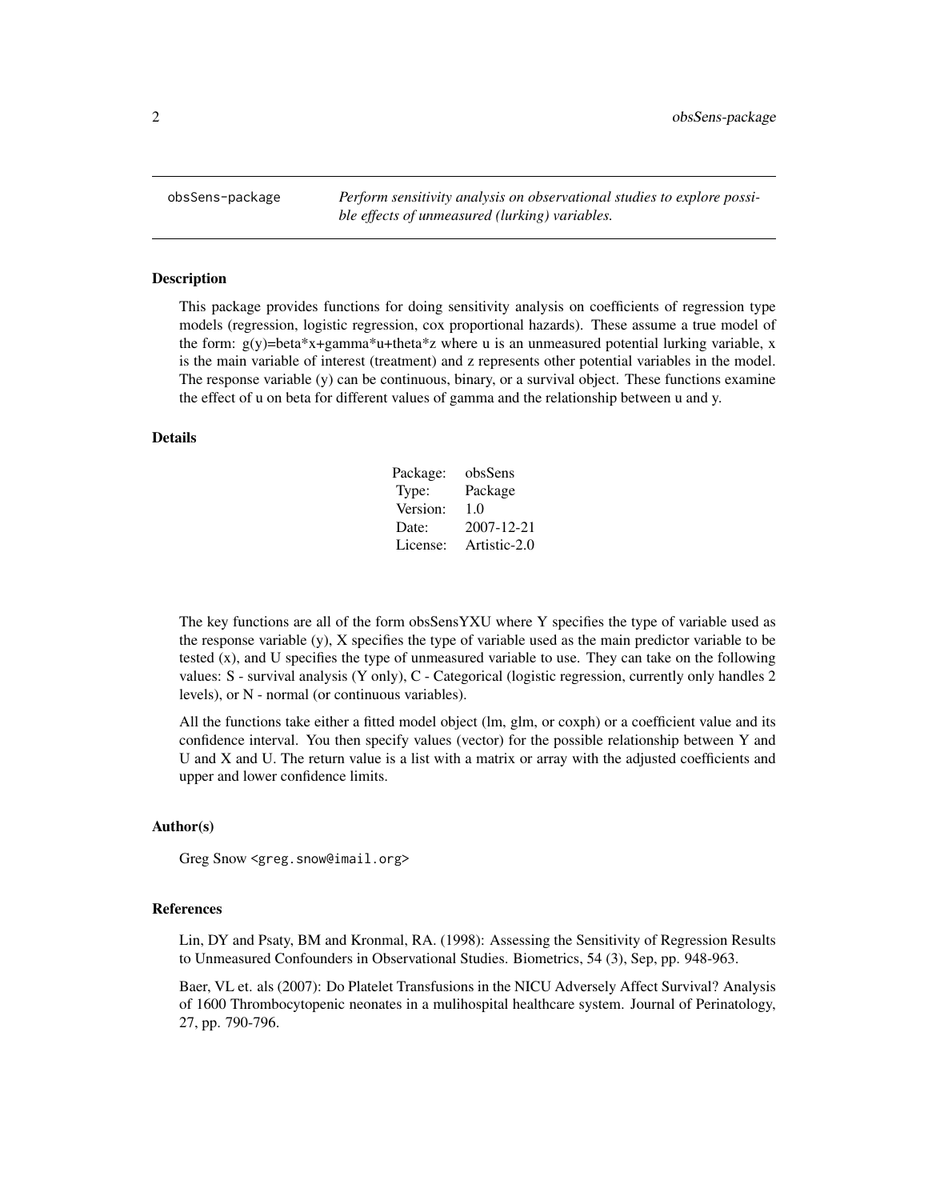obsSens-package    *Perform sensitivity analysis on observational studies to explore possible effects of unmeasured (lurking) variables.*

### Description

This package provides functions for doing sensitivity analysis on coefficients of regression type models (regression, logistic regression, cox proportional hazards). These assume a true model of the form: g(y)=beta*x+gamma*u+theta*z where u is an unmeasured potential lurking variable, x is the main variable of interest (treatment) and z represents other potential variables in the model. The response variable (y) can be continuous, binary, or a survival object. These functions examine the effect of u on beta for different values of gamma and the relationship between u and y.

### Details

| | |
|---|---|
| Package: | obsSens |
| Type: | Package |
| Version: | 1.0 |
| Date: | 2007-12-21 |
| License: | Artistic-2.0 |

The key functions are all of the form obsSensYXU where Y specifies the type of variable used as the response variable (y), X specifies the type of variable used as the main predictor variable to be tested (x), and U specifies the type of unmeasured variable to use. They can take on the following values: S - survival analysis (Y only), C - Categorical (logistic regression, currently only handles 2 levels), or N - normal (or continuous variables).

All the functions take either a fitted model object (lm, glm, or coxph) or a coefficient value and its confidence interval. You then specify values (vector) for the possible relationship between Y and U and X and U. The return value is a list with a matrix or array with the adjusted coefficients and upper and lower confidence limits.

### Author(s)

Greg Snow <greg.snow@imail.org>

### References

Lin, DY and Psaty, BM and Kronmal, RA. (1998): Assessing the Sensitivity of Regression Results to Unmeasured Confounders in Observational Studies. Biometrics, 54 (3), Sep, pp. 948-963.

Baer, VL et. als (2007): Do Platelet Transfusions in the NICU Adversely Affect Survival? Analysis of 1600 Thrombocytopenic neonates in a mulihospital healthcare system. Journal of Perinatology, 27, pp. 790-796.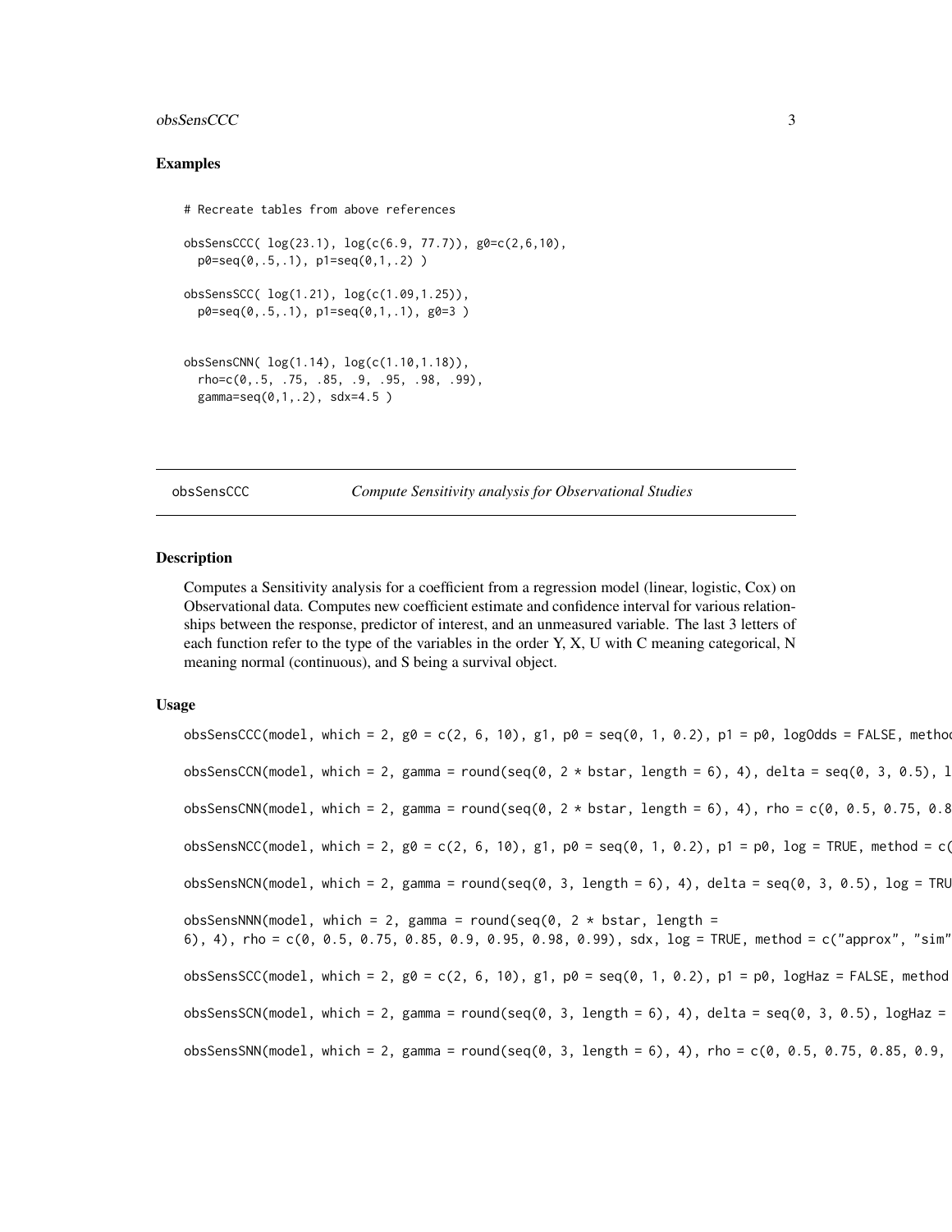## Examples

```
# Recreate tables from above references

obsSensCCC( log(23.1), log(c(6.9, 77.7)), g0=c(2,6,10),
  p0=seq(0,.5,.1), p1=seq(0,1,.2) )

obsSensSCC( log(1.21), log(c(1.09,1.25)),
  p0=seq(0,.5,.1), p1=seq(0,1,.1), g0=3 )


obsSensCNN( log(1.14), log(c(1.10,1.18)),
  rho=c(0,.5, .75, .85, .9, .95, .98, .99),
  gamma=seq(0,1,.2), sdx=4.5 )
```

---

obsSensCCC *Compute Sensitivity analysis for Observational Studies*

---

## Description

Computes a Sensitivity analysis for a coefficient from a regression model (linear, logistic, Cox) on Observational data. Computes new coefficient estimate and confidence interval for various relationships between the response, predictor of interest, and an unmeasured variable. The last 3 letters of each function refer to the type of the variables in the order Y, X, U with C meaning categorical, N meaning normal (continuous), and S being a survival object.

## Usage

```
obsSensCCC(model, which = 2, g0 = c(2, 6, 10), g1, p0 = seq(0, 1, 0.2), p1 = p0, logOdds = FALSE, methoc

obsSensCCN(model, which = 2, gamma = round(seq(0, 2 * bstar, length = 6), 4), delta = seq(0, 3, 0.5), l

obsSensCNN(model, which = 2, gamma = round(seq(0, 2 * bstar, length = 6), 4), rho = c(0, 0.5, 0.75, 0.8

obsSensNCC(model, which = 2, g0 = c(2, 6, 10), g1, p0 = seq(0, 1, 0.2), p1 = p0, log = TRUE, method = c(

obsSensNCN(model, which = 2, gamma = round(seq(0, 3, length = 6), 4), delta = seq(0, 3, 0.5), log = TRU

obsSensNNN(model, which = 2, gamma = round(seq(0, 2 * bstar, length =
6), 4), rho = c(0, 0.5, 0.75, 0.85, 0.9, 0.95, 0.98, 0.99), sdx, log = TRUE, method = c("approx", "sim"

obsSensSCC(model, which = 2, g0 = c(2, 6, 10), g1, p0 = seq(0, 1, 0.2), p1 = p0, logHaz = FALSE, method

obsSensSCN(model, which = 2, gamma = round(seq(0, 3, length = 6), 4), delta = seq(0, 3, 0.5), logHaz =

obsSensSNN(model, which = 2, gamma = round(seq(0, 3, length = 6), 4), rho = c(0, 0.5, 0.75, 0.85, 0.9,
```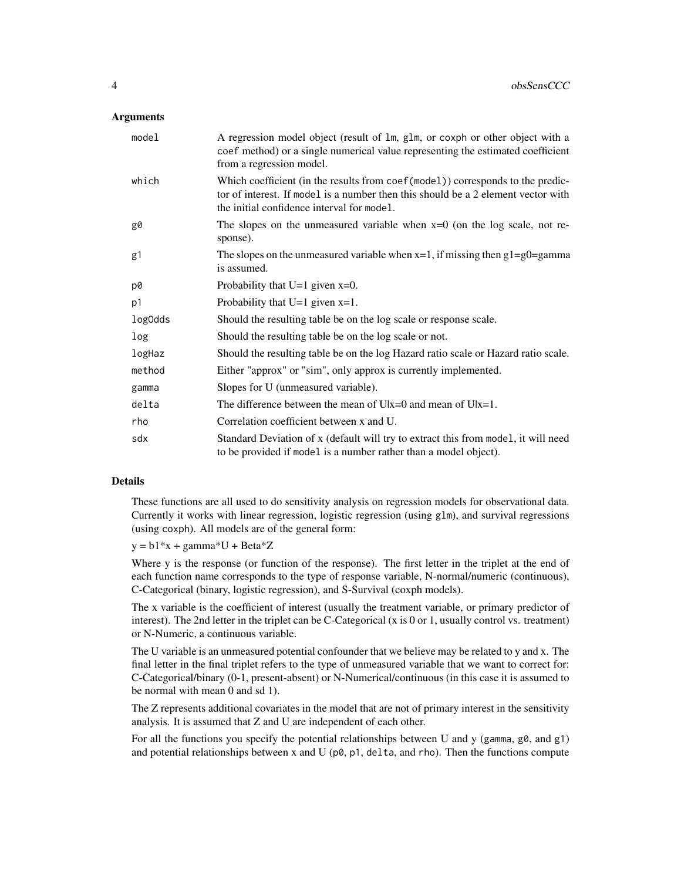## Arguments

| | |
|---|---|
| `model` | A regression model object (result of `lm`, `glm`, or `coxph` or other object with a `coef` method) or a single numerical value representing the estimated coefficient from a regression model. |
| `which` | Which coefficient (in the results from `coef(model)`) corresponds to the predictor of interest. If `model` is a number then this should be a 2 element vector with the initial confidence interval for `model`. |
| `g0` | The slopes on the unmeasured variable when x=0 (on the log scale, not response). |
| `g1` | The slopes on the unmeasured variable when x=1, if missing then g1=g0=gamma is assumed. |
| `p0` | Probability that U=1 given x=0. |
| `p1` | Probability that U=1 given x=1. |
| `logOdds` | Should the resulting table be on the log scale or response scale. |
| `log` | Should the resulting table be on the log scale or not. |
| `logHaz` | Should the resulting table be on the log Hazard ratio scale or Hazard ratio scale. |
| `method` | Either "approx" or "sim", only approx is currently implemented. |
| `gamma` | Slopes for U (unmeasured variable). |
| `delta` | The difference between the mean of U\|x=0 and mean of U\|x=1. |
| `rho` | Correlation coefficient between x and U. |
| `sdx` | Standard Deviation of x (default will try to extract this from `model`, it will need to be provided if `model` is a number rather than a model object). |

## Details

These functions are all used to do sensitivity analysis on regression models for observational data. Currently it works with linear regression, logistic regression (using `glm`), and survival regressions (using `coxph`). All models are of the general form:

y = b1*x + gamma*U + Beta*Z

Where y is the response (or function of the response). The first letter in the triplet at the end of each function name corresponds to the type of response variable, N-normal/numeric (continuous), C-Categorical (binary, logistic regression), and S-Survival (coxph models).

The x variable is the coefficient of interest (usually the treatment variable, or primary predictor of interest). The 2nd letter in the triplet can be C-Categorical (x is 0 or 1, usually control vs. treatment) or N-Numeric, a continuous variable.

The U variable is an unmeasured potential confounder that we believe may be related to y and x. The final letter in the final triplet refers to the type of unmeasured variable that we want to correct for: C-Categorical/binary (0-1, present-absent) or N-Numerical/continuous (in this case it is assumed to be normal with mean 0 and sd 1).

The Z represents additional covariates in the model that are not of primary interest in the sensitivity analysis. It is assumed that Z and U are independent of each other.

For all the functions you specify the potential relationships between U and y (`gamma`, `g0`, and `g1`) and potential relationships between x and U (`p0`, `p1`, `delta`, and `rho`). Then the functions compute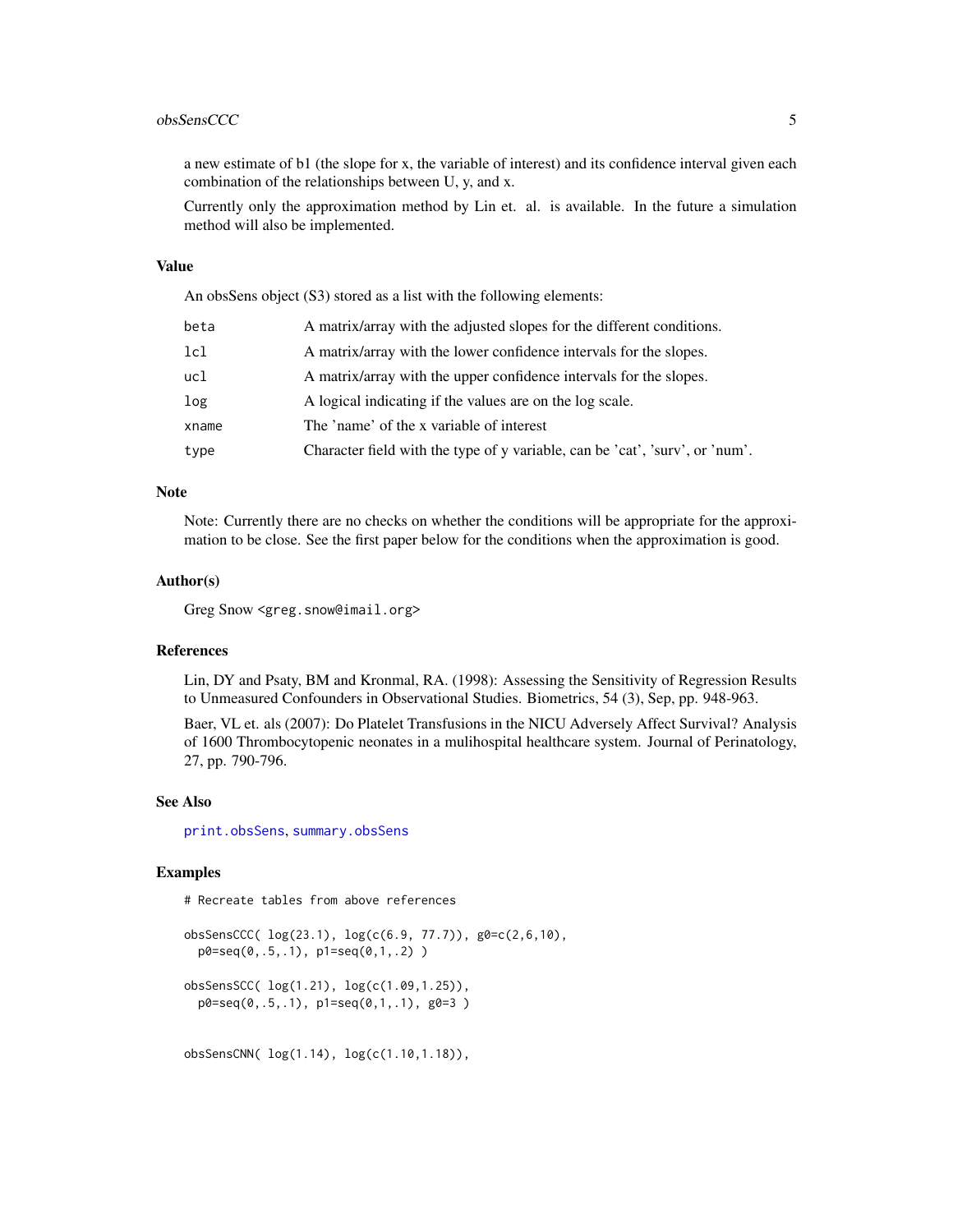a new estimate of b1 (the slope for x, the variable of interest) and its confidence interval given each combination of the relationships between U, y, and x.

Currently only the approximation method by Lin et. al. is available. In the future a simulation method will also be implemented.

### Value

An obsSens object (S3) stored as a list with the following elements:

| | |
|---|---|
| `beta` | A matrix/array with the adjusted slopes for the different conditions. |
| `lcl` | A matrix/array with the lower confidence intervals for the slopes. |
| `ucl` | A matrix/array with the upper confidence intervals for the slopes. |
| `log` | A logical indicating if the values are on the log scale. |
| `xname` | The 'name' of the x variable of interest |
| `type` | Character field with the type of y variable, can be 'cat', 'surv', or 'num'. |

### Note

Note: Currently there are no checks on whether the conditions will be appropriate for the approximation to be close. See the first paper below for the conditions when the approximation is good.

### Author(s)

Greg Snow <greg.snow@imail.org>

### References

Lin, DY and Psaty, BM and Kronmal, RA. (1998): Assessing the Sensitivity of Regression Results to Unmeasured Confounders in Observational Studies. Biometrics, 54 (3), Sep, pp. 948-963.

Baer, VL et. als (2007): Do Platelet Transfusions in the NICU Adversely Affect Survival? Analysis of 1600 Thrombocytopenic neonates in a mulihospital healthcare system. Journal of Perinatology, 27, pp. 790-796.

### See Also

`print.obsSens`, `summary.obsSens`

### Examples

```
# Recreate tables from above references

obsSensCCC( log(23.1), log(c(6.9, 77.7)), g0=c(2,6,10),
  p0=seq(0,.5,.1), p1=seq(0,1,.2) )

obsSensSCC( log(1.21), log(c(1.09,1.25)),
  p0=seq(0,.5,.1), p1=seq(0,1,.1), g0=3 )


obsSensCNN( log(1.14), log(c(1.10,1.18)),
```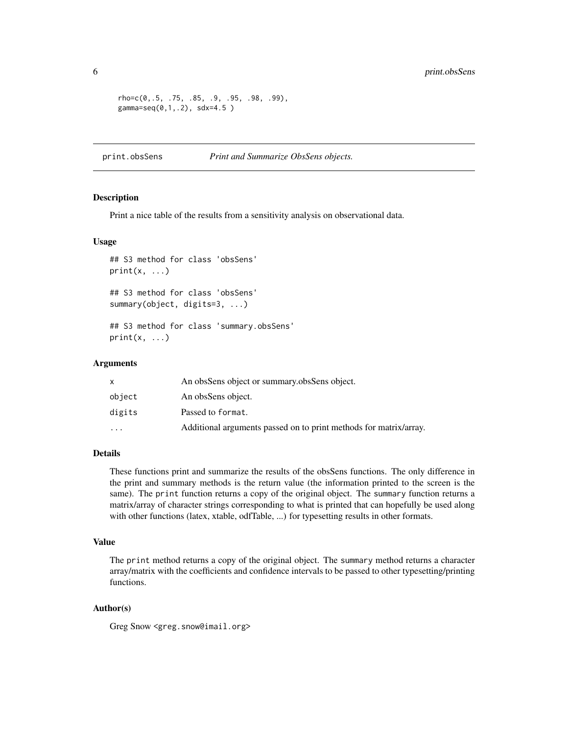```
rho=c(0,.5, .75, .85, .9, .95, .98, .99),
gamma=seq(0,1,.2), sdx=4.5 )
```

## print.obsSens — *Print and Summarize ObsSens objects.*

### Description

Print a nice table of the results from a sensitivity analysis on observational data.

### Usage

```
## S3 method for class 'obsSens'
print(x, ...)

## S3 method for class 'obsSens'
summary(object, digits=3, ...)

## S3 method for class 'summary.obsSens'
print(x, ...)
```

### Arguments

| | |
|---|---|
| x | An obsSens object or summary.obsSens object. |
| object | An obsSens object. |
| digits | Passed to format. |
| ... | Additional arguments passed on to print methods for matrix/array. |

### Details

These functions print and summarize the results of the obsSens functions. The only difference in the print and summary methods is the return value (the information printed to the screen is the same). The print function returns a copy of the original object. The summary function returns a matrix/array of character strings corresponding to what is printed that can hopefully be used along with other functions (latex, xtable, odfTable, ...) for typesetting results in other formats.

### Value

The print method returns a copy of the original object. The summary method returns a character array/matrix with the coefficients and confidence intervals to be passed to other typesetting/printing functions.

### Author(s)

Greg Snow <greg.snow@imail.org>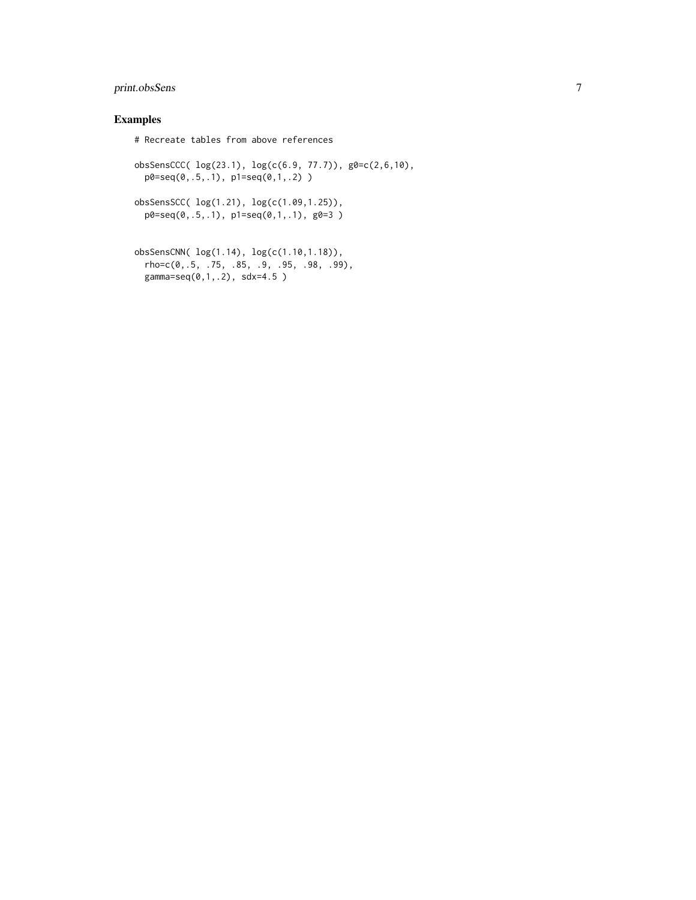## Examples

```
# Recreate tables from above references

obsSensCCC( log(23.1), log(c(6.9, 77.7)), g0=c(2,6,10),
  p0=seq(0,.5,.1), p1=seq(0,1,.2) )

obsSensSCC( log(1.21), log(c(1.09,1.25)),
  p0=seq(0,.5,.1), p1=seq(0,1,.1), g0=3 )


obsSensCNN( log(1.14), log(c(1.10,1.18)),
  rho=c(0,.5, .75, .85, .9, .95, .98, .99),
  gamma=seq(0,1,.2), sdx=4.5 )
```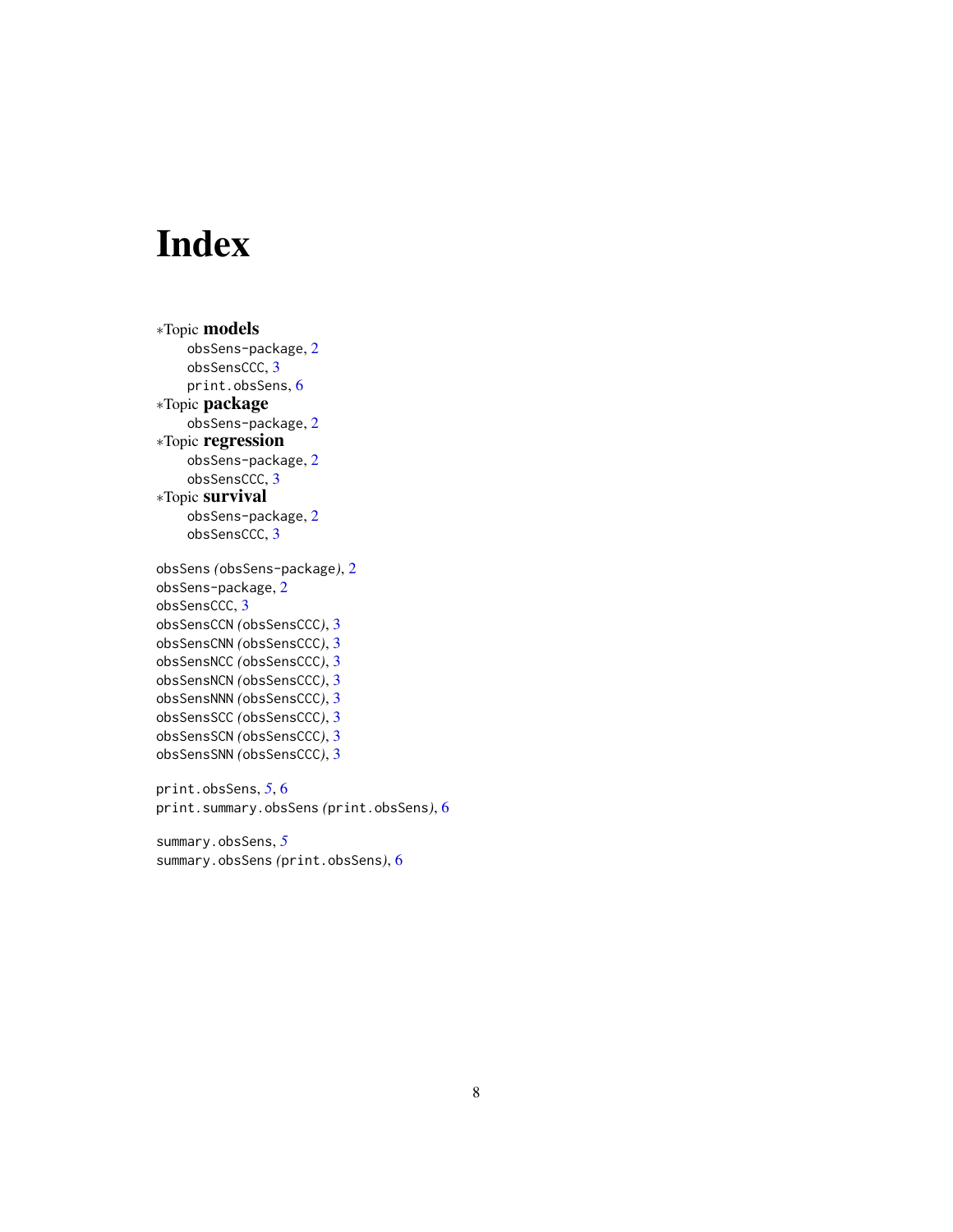# Index

*Topic **models**
  obsSens-package, 2
  obsSensCCC, 3
  print.obsSens, 6
*Topic **package**
  obsSens-package, 2
*Topic **regression**
  obsSens-package, 2
  obsSensCCC, 3
*Topic **survival**
  obsSens-package, 2
  obsSensCCC, 3

obsSens *(*obsSens-package*)*, 2
obsSens-package, 2
obsSensCCC, 3
obsSensCCN *(*obsSensCCC*)*, 3
obsSensCNN *(*obsSensCCC*)*, 3
obsSensNCC *(*obsSensCCC*)*, 3
obsSensNCN *(*obsSensCCC*)*, 3
obsSensNNN *(*obsSensCCC*)*, 3
obsSensSCC *(*obsSensCCC*)*, 3
obsSensSCN *(*obsSensCCC*)*, 3
obsSensSNN *(*obsSensCCC*)*, 3

print.obsSens, *5*, 6
print.summary.obsSens *(*print.obsSens*)*, 6

summary.obsSens, *5*
summary.obsSens *(*print.obsSens*)*, 6